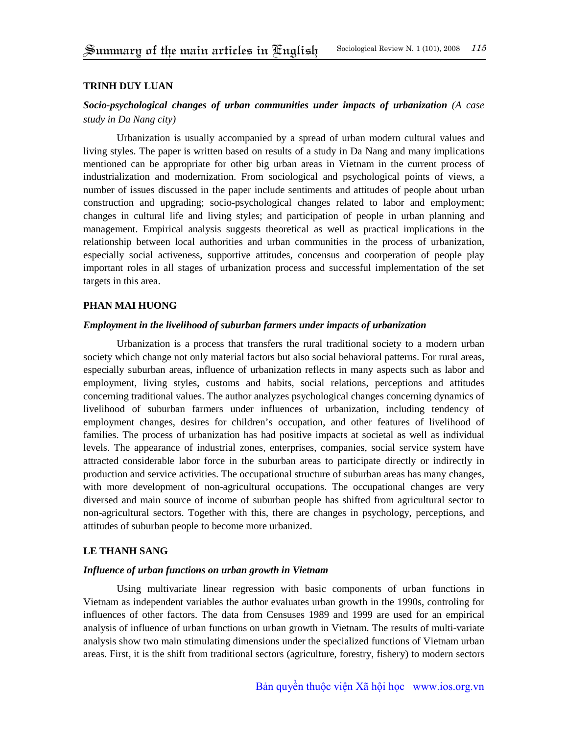# Summary of the main articles in English

**TRINH DUY LUAN**

***Socio-psychological changes of urban communities under impacts of urbanization*** *(A case study in Da Nang city)*

Urbanization is usually accompanied by a spread of urban modern cultural values and living styles. The paper is written based on results of a study in Da Nang and many implications mentioned can be appropriate for other big urban areas in Vietnam in the current process of industrialization and modernization. From sociological and psychological points of views, a number of issues discussed in the paper include sentiments and attitudes of people about urban construction and upgrading; socio-psychological changes related to labor and employment; changes in cultural life and living styles; and participation of people in urban planning and management. Empirical analysis suggests theoretical as well as practical implications in the relationship between local authorities and urban communities in the process of urbanization, especially social activeness, supportive attitudes, concensus and coorperation of people play important roles in all stages of urbanization process and successful implementation of the set targets in this area.

**PHAN MAI HUONG**

***Employment in the livelihood of suburban farmers under impacts of urbanization***

Urbanization is a process that transfers the rural traditional society to a modern urban society which change not only material factors but also social behavioral patterns. For rural areas, especially suburban areas, influence of urbanization reflects in many aspects such as labor and employment, living styles, customs and habits, social relations, perceptions and attitudes concerning traditional values. The author analyzes psychological changes concerning dynamics of livelihood of suburban farmers under influences of urbanization, including tendency of employment changes, desires for children's occupation, and other features of livelihood of families. The process of urbanization has had positive impacts at societal as well as individual levels. The appearance of industrial zones, enterprises, companies, social service system have attracted considerable labor force in the suburban areas to participate directly or indirectly in production and service activities. The occupational structure of suburban areas has many changes, with more development of non-agricultural occupations. The occupational changes are very diversed and main source of income of suburban people has shifted from agricultural sector to non-agricultural sectors. Together with this, there are changes in psychology, perceptions, and attitudes of suburban people to become more urbanized.

**LE THANH SANG**

***Influence of urban functions on urban growth in Vietnam***

Using multivariate linear regression with basic components of urban functions in Vietnam as independent variables the author evaluates urban growth in the 1990s, controling for influences of other factors. The data from Censuses 1989 and 1999 are used for an empirical analysis of influence of urban functions on urban growth in Vietnam. The results of multi-variate analysis show two main stimulating dimensions under the specialized functions of Vietnam urban areas. First, it is the shift from traditional sectors (agriculture, forestry, fishery) to modern sectors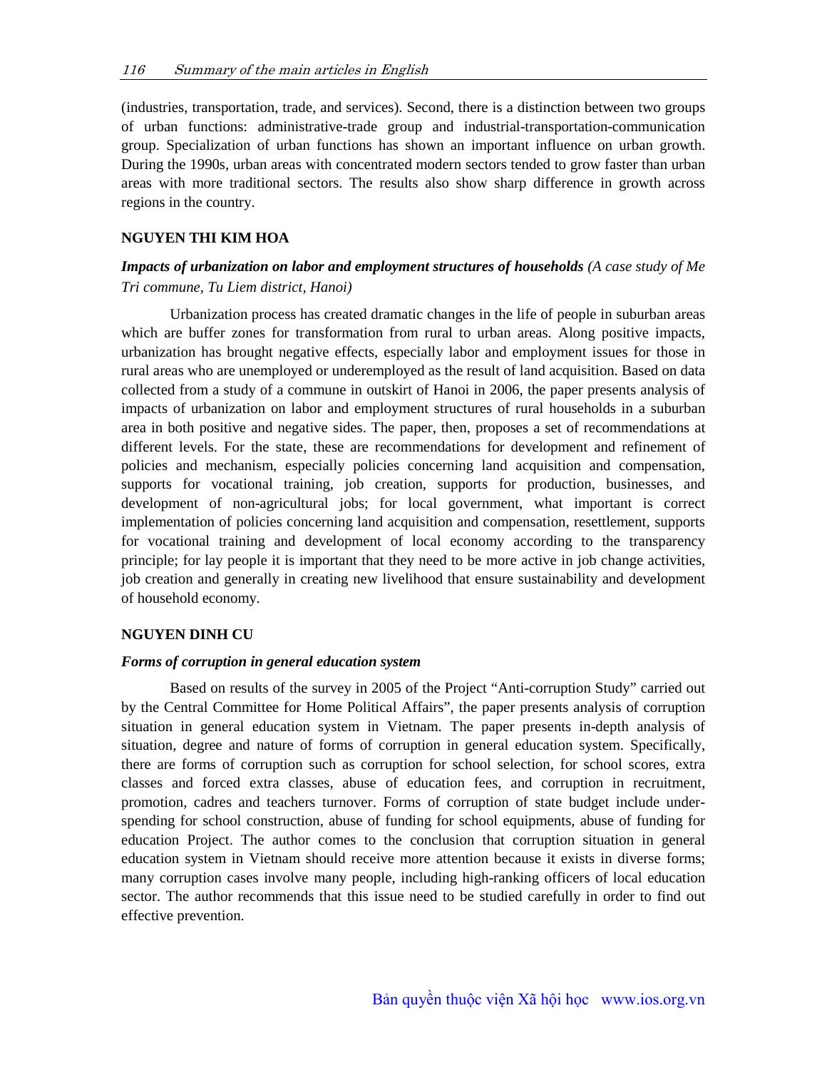(industries, transportation, trade, and services). Second, there is a distinction between two groups of urban functions: administrative-trade group and industrial-transportation-communication group. Specialization of urban functions has shown an important influence on urban growth. During the 1990s, urban areas with concentrated modern sectors tended to grow faster than urban areas with more traditional sectors. The results also show sharp difference in growth across regions in the country.

**NGUYEN THI KIM HOA**

***Impacts of urbanization on labor and employment structures of households*** *(A case study of Me Tri commune, Tu Liem district, Hanoi)*

Urbanization process has created dramatic changes in the life of people in suburban areas which are buffer zones for transformation from rural to urban areas. Along positive impacts, urbanization has brought negative effects, especially labor and employment issues for those in rural areas who are unemployed or underemployed as the result of land acquisition. Based on data collected from a study of a commune in outskirt of Hanoi in 2006, the paper presents analysis of impacts of urbanization on labor and employment structures of rural households in a suburban area in both positive and negative sides. The paper, then, proposes a set of recommendations at different levels. For the state, these are recommendations for development and refinement of policies and mechanism, especially policies concerning land acquisition and compensation, supports for vocational training, job creation, supports for production, businesses, and development of non-agricultural jobs; for local government, what important is correct implementation of policies concerning land acquisition and compensation, resettlement, supports for vocational training and development of local economy according to the transparency principle; for lay people it is important that they need to be more active in job change activities, job creation and generally in creating new livelihood that ensure sustainability and development of household economy.

**NGUYEN DINH CU**

***Forms of corruption in general education system***

Based on results of the survey in 2005 of the Project "Anti-corruption Study" carried out by the Central Committee for Home Political Affairs", the paper presents analysis of corruption situation in general education system in Vietnam. The paper presents in-depth analysis of situation, degree and nature of forms of corruption in general education system. Specifically, there are forms of corruption such as corruption for school selection, for school scores, extra classes and forced extra classes, abuse of education fees, and corruption in recruitment, promotion, cadres and teachers turnover. Forms of corruption of state budget include under-spending for school construction, abuse of funding for school equipments, abuse of funding for education Project. The author comes to the conclusion that corruption situation in general education system in Vietnam should receive more attention because it exists in diverse forms; many corruption cases involve many people, including high-ranking officers of local education sector. The author recommends that this issue need to be studied carefully in order to find out effective prevention.